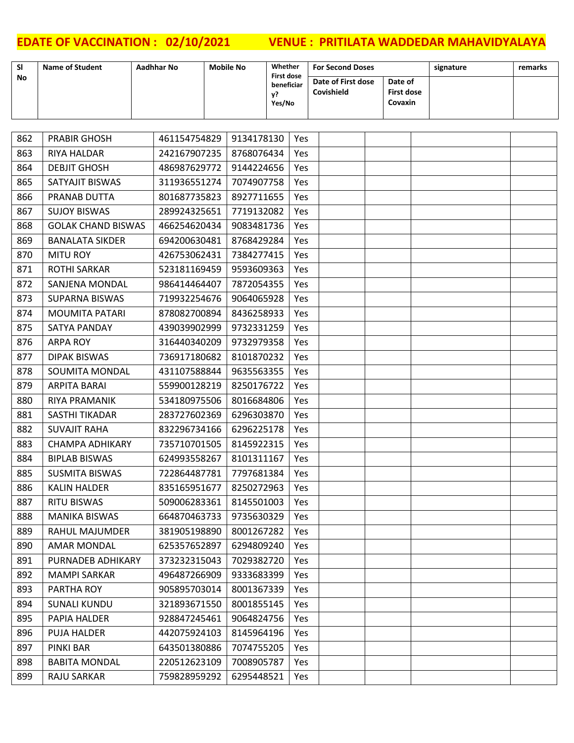**EDATE OF VACCINATION : 02/10/2021 VENUE : PRITILATA WADDEDAR MAHAVIDYALAYA**

| Sl No | Name of Student | Aadhhar No | Mobile No | Whether First dose beneficiary? Yes/No | For Second Doses | | signature | remarks |
|---|---|---|---|---|---|---|---|---|
| | | | | | Date of First dose Covishield | Date of First dose Covaxin | | |
| 862 | PRABIR GHOSH | 461154754829 | 9134178130 | Yes | | | | |
| 863 | RIYA HALDAR | 242167907235 | 8768076434 | Yes | | | | |
| 864 | DEBJIT GHOSH | 486987629772 | 9144224656 | Yes | | | | |
| 865 | SATYAJIT BISWAS | 311936551274 | 7074907758 | Yes | | | | |
| 866 | PRANAB DUTTA | 801687735823 | 8927711655 | Yes | | | | |
| 867 | SUJOY BISWAS | 289924325651 | 7719132082 | Yes | | | | |
| 868 | GOLAK CHAND BISWAS | 466254620434 | 9083481736 | Yes | | | | |
| 869 | BANALATA SIKDER | 694200630481 | 8768429284 | Yes | | | | |
| 870 | MITU ROY | 426753062431 | 7384277415 | Yes | | | | |
| 871 | ROTHI SARKAR | 523181169459 | 9593609363 | Yes | | | | |
| 872 | SANJENA MONDAL | 986414464407 | 7872054355 | Yes | | | | |
| 873 | SUPARNA BISWAS | 719932254676 | 9064065928 | Yes | | | | |
| 874 | MOUMITA PATARI | 878082700894 | 8436258933 | Yes | | | | |
| 875 | SATYA PANDAY | 439039902999 | 9732331259 | Yes | | | | |
| 876 | ARPA ROY | 316440340209 | 9732979358 | Yes | | | | |
| 877 | DIPAK BISWAS | 736917180682 | 8101870232 | Yes | | | | |
| 878 | SOUMITA MONDAL | 431107588844 | 9635563355 | Yes | | | | |
| 879 | ARPITA BARAI | 559900128219 | 8250176722 | Yes | | | | |
| 880 | RIYA PRAMANIK | 534180975506 | 8016684806 | Yes | | | | |
| 881 | SASTHI TIKADAR | 283727602369 | 6296303870 | Yes | | | | |
| 882 | SUVAJIT RAHA | 832296734166 | 6296225178 | Yes | | | | |
| 883 | CHAMPA ADHIKARY | 735710701505 | 8145922315 | Yes | | | | |
| 884 | BIPLAB BISWAS | 624993558267 | 8101311167 | Yes | | | | |
| 885 | SUSMITA BISWAS | 722864487781 | 7797681384 | Yes | | | | |
| 886 | KALIN HALDER | 835165951677 | 8250272963 | Yes | | | | |
| 887 | RITU BISWAS | 509006283361 | 8145501003 | Yes | | | | |
| 888 | MANIKA BISWAS | 664870463733 | 9735630329 | Yes | | | | |
| 889 | RAHUL MAJUMDER | 381905198890 | 8001267282 | Yes | | | | |
| 890 | AMAR MONDAL | 625357652897 | 6294809240 | Yes | | | | |
| 891 | PURNADEB ADHIKARY | 373232315043 | 7029382720 | Yes | | | | |
| 892 | MAMPI SARKAR | 496487266909 | 9333683399 | Yes | | | | |
| 893 | PARTHA ROY | 905895703014 | 8001367339 | Yes | | | | |
| 894 | SUNALI KUNDU | 321893671550 | 8001855145 | Yes | | | | |
| 895 | PAPIA HALDER | 928847245461 | 9064824756 | Yes | | | | |
| 896 | PUJA HALDER | 442075924103 | 8145964196 | Yes | | | | |
| 897 | PINKI BAR | 643501380886 | 7074755205 | Yes | | | | |
| 898 | BABITA MONDAL | 220512623109 | 7008905787 | Yes | | | | |
| 899 | RAJU SARKAR | 759828959292 | 6295448521 | Yes | | | | |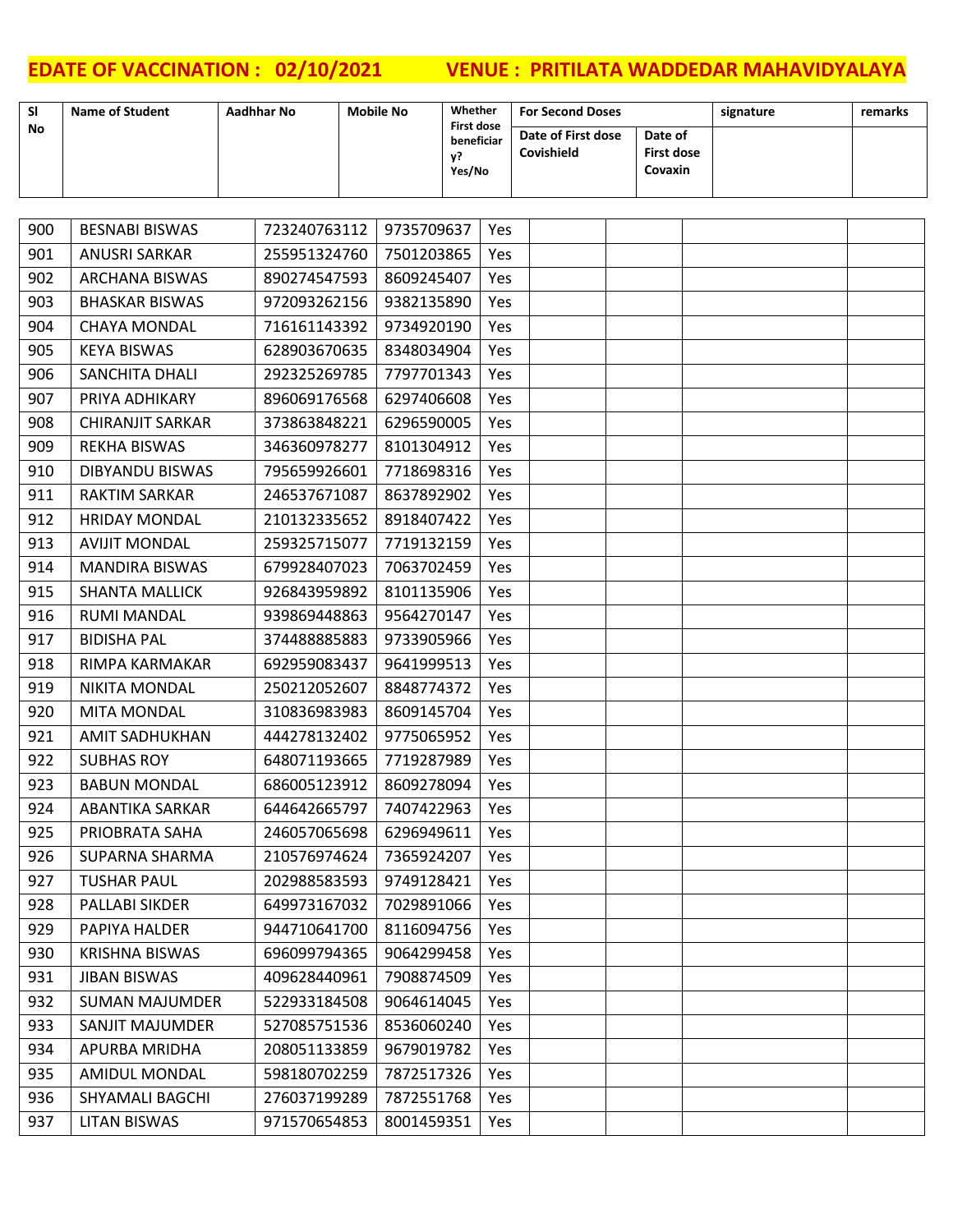**EDATE OF VACCINATION : 02/10/2021 VENUE : PRITILATA WADDEDAR MAHAVIDYALAYA**

| Sl No | Name of Student | Aadhhar No | Mobile No | Whether First dose beneficiary? Yes/No | For Second Doses | | signature | remarks |
|---|---|---|---|---|---|---|---|---|
| | | | | | Date of First dose Covishield | Date of First dose Covaxin | | |
| 900 | BESNABI BISWAS | 723240763112 | 9735709637 | Yes | | | | |
| 901 | ANUSRI SARKAR | 255951324760 | 7501203865 | Yes | | | | |
| 902 | ARCHANA BISWAS | 890274547593 | 8609245407 | Yes | | | | |
| 903 | BHASKAR BISWAS | 972093262156 | 9382135890 | Yes | | | | |
| 904 | CHAYA MONDAL | 716161143392 | 9734920190 | Yes | | | | |
| 905 | KEYA BISWAS | 628903670635 | 8348034904 | Yes | | | | |
| 906 | SANCHITA DHALI | 292325269785 | 7797701343 | Yes | | | | |
| 907 | PRIYA ADHIKARY | 896069176568 | 6297406608 | Yes | | | | |
| 908 | CHIRANJIT SARKAR | 373863848221 | 6296590005 | Yes | | | | |
| 909 | REKHA BISWAS | 346360978277 | 8101304912 | Yes | | | | |
| 910 | DIBYANDU BISWAS | 795659926601 | 7718698316 | Yes | | | | |
| 911 | RAKTIM SARKAR | 246537671087 | 8637892902 | Yes | | | | |
| 912 | HRIDAY MONDAL | 210132335652 | 8918407422 | Yes | | | | |
| 913 | AVIJIT MONDAL | 259325715077 | 7719132159 | Yes | | | | |
| 914 | MANDIRA BISWAS | 679928407023 | 7063702459 | Yes | | | | |
| 915 | SHANTA MALLICK | 926843959892 | 8101135906 | Yes | | | | |
| 916 | RUMI MANDAL | 939869448863 | 9564270147 | Yes | | | | |
| 917 | BIDISHA PAL | 374488885883 | 9733905966 | Yes | | | | |
| 918 | RIMPA KARMAKAR | 692959083437 | 9641999513 | Yes | | | | |
| 919 | NIKITA MONDAL | 250212052607 | 8848774372 | Yes | | | | |
| 920 | MITA MONDAL | 310836983983 | 8609145704 | Yes | | | | |
| 921 | AMIT SADHUKHAN | 444278132402 | 9775065952 | Yes | | | | |
| 922 | SUBHAS ROY | 648071193665 | 7719287989 | Yes | | | | |
| 923 | BABUN MONDAL | 686005123912 | 8609278094 | Yes | | | | |
| 924 | ABANTIKA SARKAR | 644642665797 | 7407422963 | Yes | | | | |
| 925 | PRIOBRATA SAHA | 246057065698 | 6296949611 | Yes | | | | |
| 926 | SUPARNA SHARMA | 210576974624 | 7365924207 | Yes | | | | |
| 927 | TUSHAR PAUL | 202988583593 | 9749128421 | Yes | | | | |
| 928 | PALLABI SIKDER | 649973167032 | 7029891066 | Yes | | | | |
| 929 | PAPIYA HALDER | 944710641700 | 8116094756 | Yes | | | | |
| 930 | KRISHNA BISWAS | 696099794365 | 9064299458 | Yes | | | | |
| 931 | JIBAN BISWAS | 409628440961 | 7908874509 | Yes | | | | |
| 932 | SUMAN MAJUMDER | 522933184508 | 9064614045 | Yes | | | | |
| 933 | SANJIT MAJUMDER | 527085751536 | 8536060240 | Yes | | | | |
| 934 | APURBA MRIDHA | 208051133859 | 9679019782 | Yes | | | | |
| 935 | AMIDUL MONDAL | 598180702259 | 7872517326 | Yes | | | | |
| 936 | SHYAMALI BAGCHI | 276037199289 | 7872551768 | Yes | | | | |
| 937 | LITAN BISWAS | 971570654853 | 8001459351 | Yes | | | | |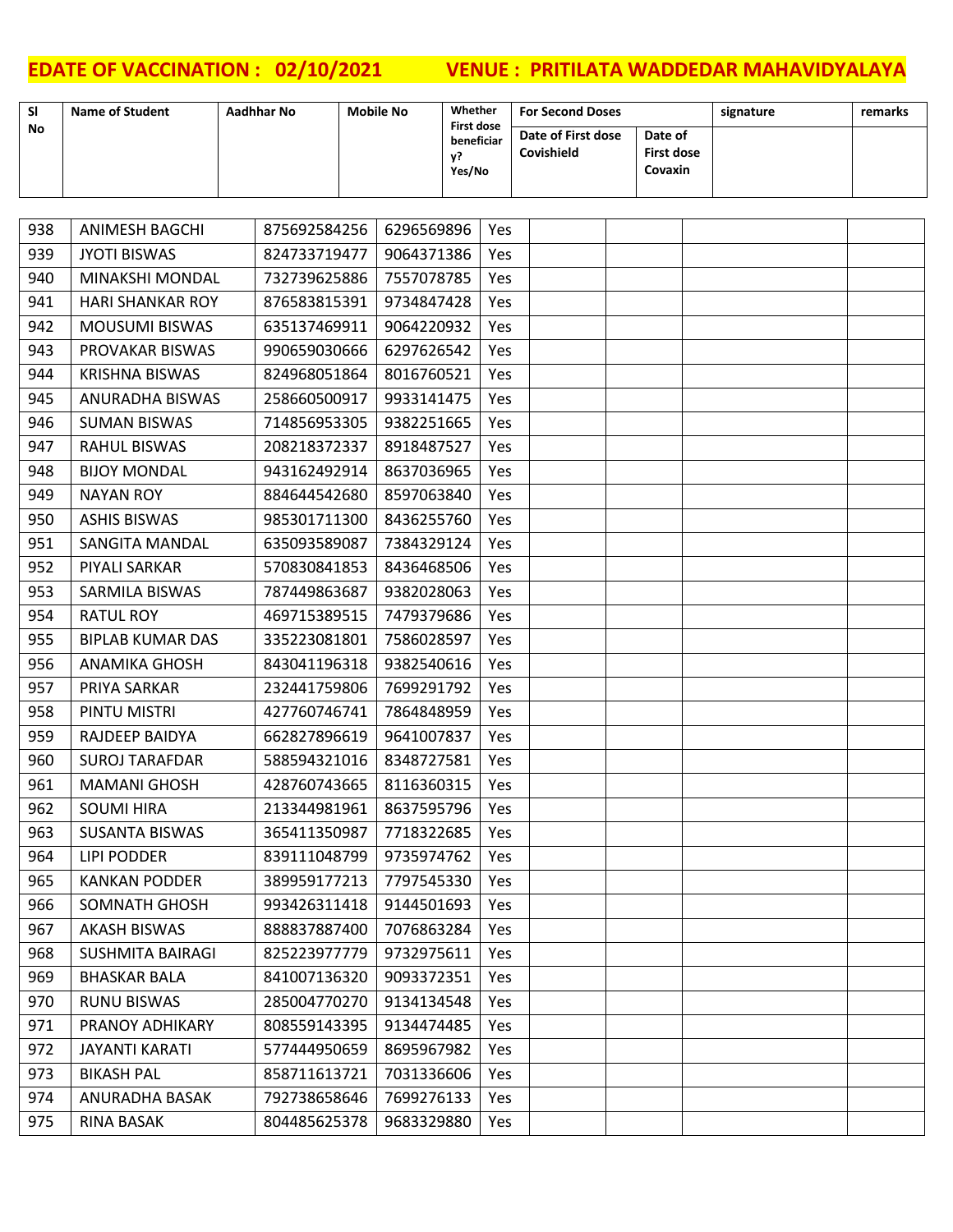**EDATE OF VACCINATION : 02/10/2021 VENUE : PRITILATA WADDEDAR MAHAVIDYALAYA**

| Sl No | Name of Student | Aadhhar No | Mobile No | Whether First dose beneficiary? Yes/No | For Second Doses | | signature | remarks |
|---|---|---|---|---|---|---|---|---|
| | | | | | Date of First dose Covishield | Date of First dose Covaxin | | |
| 938 | ANIMESH BAGCHI | 875692584256 | 6296569896 | Yes | | | | |
| 939 | JYOTI BISWAS | 824733719477 | 9064371386 | Yes | | | | |
| 940 | MINAKSHI MONDAL | 732739625886 | 7557078785 | Yes | | | | |
| 941 | HARI SHANKAR ROY | 876583815391 | 9734847428 | Yes | | | | |
| 942 | MOUSUMI BISWAS | 635137469911 | 9064220932 | Yes | | | | |
| 943 | PROVAKAR BISWAS | 990659030666 | 6297626542 | Yes | | | | |
| 944 | KRISHNA BISWAS | 824968051864 | 8016760521 | Yes | | | | |
| 945 | ANURADHA BISWAS | 258660500917 | 9933141475 | Yes | | | | |
| 946 | SUMAN BISWAS | 714856953305 | 9382251665 | Yes | | | | |
| 947 | RAHUL BISWAS | 208218372337 | 8918487527 | Yes | | | | |
| 948 | BIJOY MONDAL | 943162492914 | 8637036965 | Yes | | | | |
| 949 | NAYAN ROY | 884644542680 | 8597063840 | Yes | | | | |
| 950 | ASHIS BISWAS | 985301711300 | 8436255760 | Yes | | | | |
| 951 | SANGITA MANDAL | 635093589087 | 7384329124 | Yes | | | | |
| 952 | PIYALI SARKAR | 570830841853 | 8436468506 | Yes | | | | |
| 953 | SARMILA BISWAS | 787449863687 | 9382028063 | Yes | | | | |
| 954 | RATUL ROY | 469715389515 | 7479379686 | Yes | | | | |
| 955 | BIPLAB KUMAR DAS | 335223081801 | 7586028597 | Yes | | | | |
| 956 | ANAMIKA GHOSH | 843041196318 | 9382540616 | Yes | | | | |
| 957 | PRIYA SARKAR | 232441759806 | 7699291792 | Yes | | | | |
| 958 | PINTU MISTRI | 427760746741 | 7864848959 | Yes | | | | |
| 959 | RAJDEEP BAIDYA | 662827896619 | 9641007837 | Yes | | | | |
| 960 | SUROJ TARAFDAR | 588594321016 | 8348727581 | Yes | | | | |
| 961 | MAMANI GHOSH | 428760743665 | 8116360315 | Yes | | | | |
| 962 | SOUMI HIRA | 213344981961 | 8637595796 | Yes | | | | |
| 963 | SUSANTA BISWAS | 365411350987 | 7718322685 | Yes | | | | |
| 964 | LIPI PODDER | 839111048799 | 9735974762 | Yes | | | | |
| 965 | KANKAN PODDER | 389959177213 | 7797545330 | Yes | | | | |
| 966 | SOMNATH GHOSH | 993426311418 | 9144501693 | Yes | | | | |
| 967 | AKASH BISWAS | 888837887400 | 7076863284 | Yes | | | | |
| 968 | SUSHMITA BAIRAGI | 825223977779 | 9732975611 | Yes | | | | |
| 969 | BHASKAR BALA | 841007136320 | 9093372351 | Yes | | | | |
| 970 | RUNU BISWAS | 285004770270 | 9134134548 | Yes | | | | |
| 971 | PRANOY ADHIKARY | 808559143395 | 9134474485 | Yes | | | | |
| 972 | JAYANTI KARATI | 577444950659 | 8695967982 | Yes | | | | |
| 973 | BIKASH PAL | 858711613721 | 7031336606 | Yes | | | | |
| 974 | ANURADHA BASAK | 792738658646 | 7699276133 | Yes | | | | |
| 975 | RINA BASAK | 804485625378 | 9683329880 | Yes | | | | |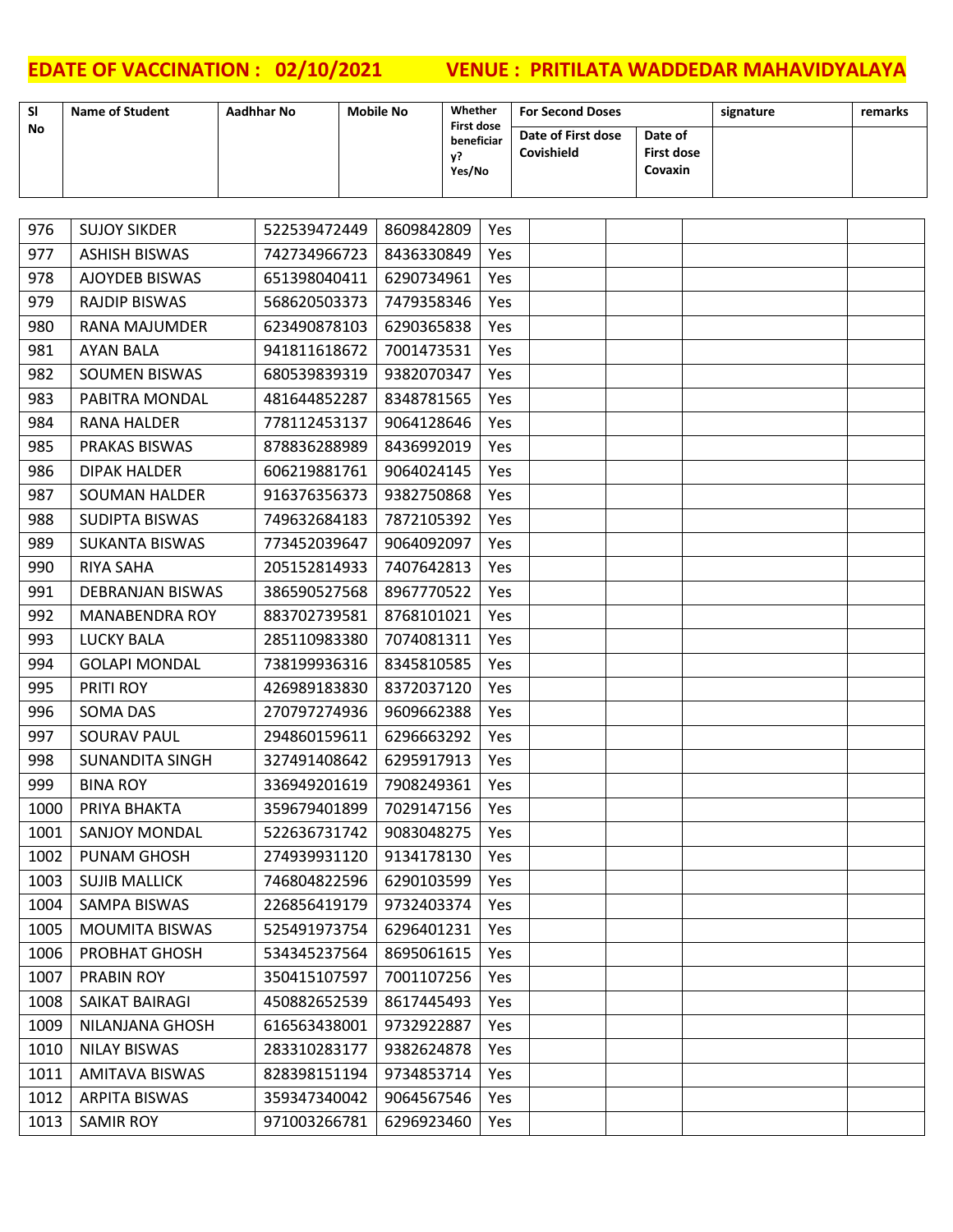**EDATE OF VACCINATION : 02/10/2021          VENUE : PRITILATA WADDEDAR MAHAVIDYALAYA**

| Sl No | Name of Student | Aadhhar No | Mobile No | Whether First dose beneficiary? Yes/No | For Second Doses | | signature | remarks |
|---|---|---|---|---|---|---|---|---|
| | | | | | Date of First dose Covishield | Date of First dose Covaxin | | |
| 976 | SUJOY SIKDER | 522539472449 | 8609842809 | Yes | | | | |
| 977 | ASHISH BISWAS | 742734966723 | 8436330849 | Yes | | | | |
| 978 | AJOYDEB BISWAS | 651398040411 | 6290734961 | Yes | | | | |
| 979 | RAJDIP BISWAS | 568620503373 | 7479358346 | Yes | | | | |
| 980 | RANA MAJUMDER | 623490878103 | 6290365838 | Yes | | | | |
| 981 | AYAN BALA | 941811618672 | 7001473531 | Yes | | | | |
| 982 | SOUMEN BISWAS | 680539839319 | 9382070347 | Yes | | | | |
| 983 | PABITRA MONDAL | 481644852287 | 8348781565 | Yes | | | | |
| 984 | RANA HALDER | 778112453137 | 9064128646 | Yes | | | | |
| 985 | PRAKAS BISWAS | 878836288989 | 8436992019 | Yes | | | | |
| 986 | DIPAK HALDER | 606219881761 | 9064024145 | Yes | | | | |
| 987 | SOUMAN HALDER | 916376356373 | 9382750868 | Yes | | | | |
| 988 | SUDIPTA BISWAS | 749632684183 | 7872105392 | Yes | | | | |
| 989 | SUKANTA BISWAS | 773452039647 | 9064092097 | Yes | | | | |
| 990 | RIYA SAHA | 205152814933 | 7407642813 | Yes | | | | |
| 991 | DEBRANJAN BISWAS | 386590527568 | 8967770522 | Yes | | | | |
| 992 | MANABENDRA ROY | 883702739581 | 8768101021 | Yes | | | | |
| 993 | LUCKY BALA | 285110983380 | 7074081311 | Yes | | | | |
| 994 | GOLAPI MONDAL | 738199936316 | 8345810585 | Yes | | | | |
| 995 | PRITI ROY | 426989183830 | 8372037120 | Yes | | | | |
| 996 | SOMA DAS | 270797274936 | 9609662388 | Yes | | | | |
| 997 | SOURAV PAUL | 294860159611 | 6296663292 | Yes | | | | |
| 998 | SUNANDITA SINGH | 327491408642 | 6295917913 | Yes | | | | |
| 999 | BINA ROY | 336949201619 | 7908249361 | Yes | | | | |
| 1000 | PRIYA BHAKTA | 359679401899 | 7029147156 | Yes | | | | |
| 1001 | SANJOY MONDAL | 522636731742 | 9083048275 | Yes | | | | |
| 1002 | PUNAM GHOSH | 274939931120 | 9134178130 | Yes | | | | |
| 1003 | SUJIB MALLICK | 746804822596 | 6290103599 | Yes | | | | |
| 1004 | SAMPA BISWAS | 226856419179 | 9732403374 | Yes | | | | |
| 1005 | MOUMITA BISWAS | 525491973754 | 6296401231 | Yes | | | | |
| 1006 | PROBHAT GHOSH | 534345237564 | 8695061615 | Yes | | | | |
| 1007 | PRABIN ROY | 350415107597 | 7001107256 | Yes | | | | |
| 1008 | SAIKAT BAIRAGI | 450882652539 | 8617445493 | Yes | | | | |
| 1009 | NILANJANA GHOSH | 616563438001 | 9732922887 | Yes | | | | |
| 1010 | NILAY BISWAS | 283310283177 | 9382624878 | Yes | | | | |
| 1011 | AMITAVA BISWAS | 828398151194 | 9734853714 | Yes | | | | |
| 1012 | ARPITA BISWAS | 359347340042 | 9064567546 | Yes | | | | |
| 1013 | SAMIR ROY | 971003266781 | 6296923460 | Yes | | | | |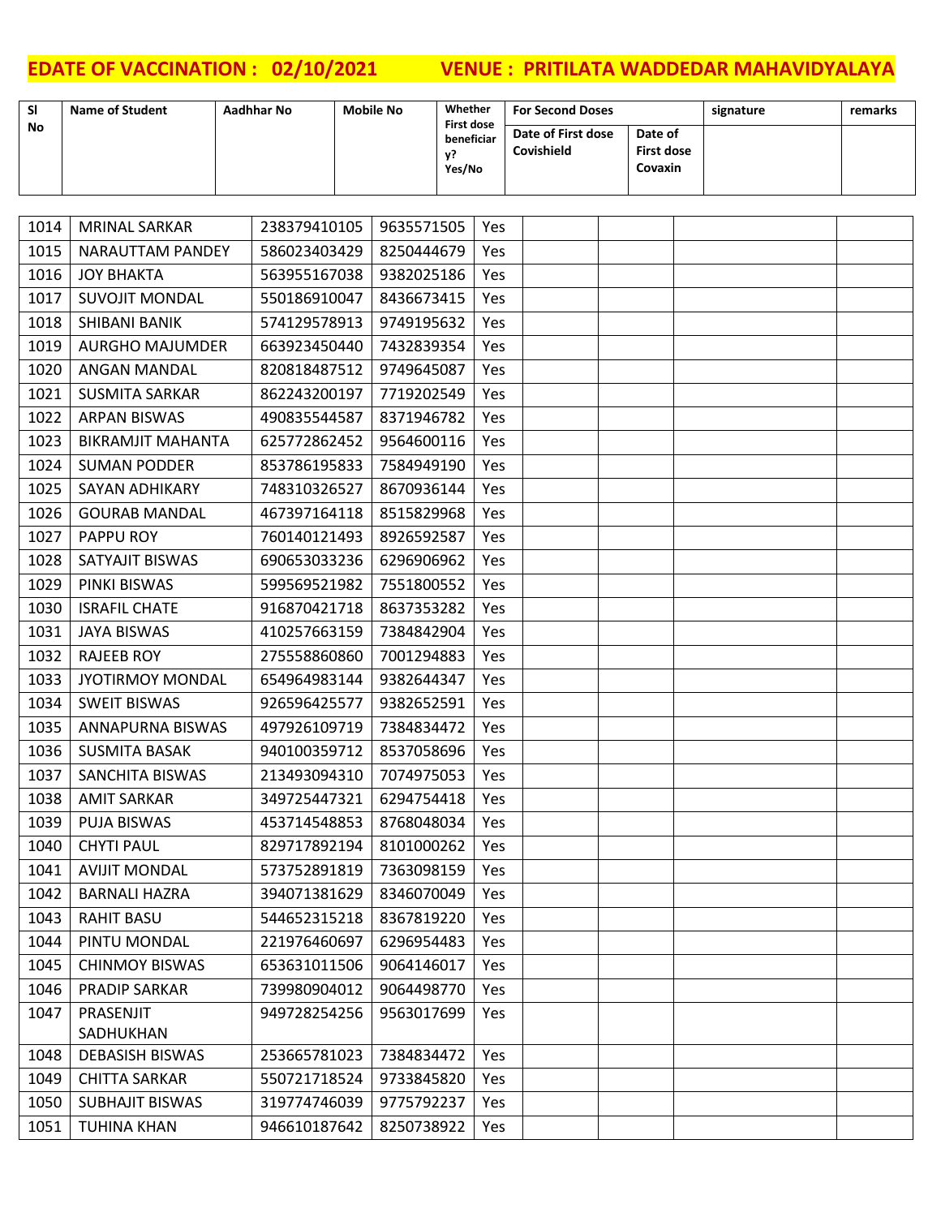# EDATE OF VACCINATION : 02/10/2021 VENUE : PRITILATA WADDEDAR MAHAVIDYALAYA

| Sl No | Name of Student | Aadhhar No | Mobile No | Whether First dose beneficiary? Yes/No | For Second Doses | | signature | remarks |
|---|---|---|---|---|---|---|---|---|
| | | | | | Date of First dose Covishield | Date of First dose Covaxin | | |
| 1014 | MRINAL SARKAR | 238379410105 | 9635571505 | Yes | | | | |
| 1015 | NARAUTTAM PANDEY | 586023403429 | 8250444679 | Yes | | | | |
| 1016 | JOY BHAKTA | 563955167038 | 9382025186 | Yes | | | | |
| 1017 | SUVOJIT MONDAL | 550186910047 | 8436673415 | Yes | | | | |
| 1018 | SHIBANI BANIK | 574129578913 | 9749195632 | Yes | | | | |
| 1019 | AURGHO MAJUMDER | 663923450440 | 7432839354 | Yes | | | | |
| 1020 | ANGAN MANDAL | 820818487512 | 9749645087 | Yes | | | | |
| 1021 | SUSMITA SARKAR | 862243200197 | 7719202549 | Yes | | | | |
| 1022 | ARPAN BISWAS | 490835544587 | 8371946782 | Yes | | | | |
| 1023 | BIKRAMJIT MAHANTA | 625772862452 | 9564600116 | Yes | | | | |
| 1024 | SUMAN PODDER | 853786195833 | 7584949190 | Yes | | | | |
| 1025 | SAYAN ADHIKARY | 748310326527 | 8670936144 | Yes | | | | |
| 1026 | GOURAB MANDAL | 467397164118 | 8515829968 | Yes | | | | |
| 1027 | PAPPU ROY | 760140121493 | 8926592587 | Yes | | | | |
| 1028 | SATYAJIT BISWAS | 690653033236 | 6296906962 | Yes | | | | |
| 1029 | PINKI BISWAS | 599569521982 | 7551800552 | Yes | | | | |
| 1030 | ISRAFIL CHATE | 916870421718 | 8637353282 | Yes | | | | |
| 1031 | JAYA BISWAS | 410257663159 | 7384842904 | Yes | | | | |
| 1032 | RAJEEB ROY | 275558860860 | 7001294883 | Yes | | | | |
| 1033 | JYOTIRMOY MONDAL | 654964983144 | 9382644347 | Yes | | | | |
| 1034 | SWEIT BISWAS | 926596425577 | 9382652591 | Yes | | | | |
| 1035 | ANNAPURNA BISWAS | 497926109719 | 7384834472 | Yes | | | | |
| 1036 | SUSMITA BASAK | 940100359712 | 8537058696 | Yes | | | | |
| 1037 | SANCHITA BISWAS | 213493094310 | 7074975053 | Yes | | | | |
| 1038 | AMIT SARKAR | 349725447321 | 6294754418 | Yes | | | | |
| 1039 | PUJA BISWAS | 453714548853 | 8768048034 | Yes | | | | |
| 1040 | CHYTI PAUL | 829717892194 | 8101000262 | Yes | | | | |
| 1041 | AVIJIT MONDAL | 573752891819 | 7363098159 | Yes | | | | |
| 1042 | BARNALI HAZRA | 394071381629 | 8346070049 | Yes | | | | |
| 1043 | RAHIT BASU | 544652315218 | 8367819220 | Yes | | | | |
| 1044 | PINTU MONDAL | 221976460697 | 6296954483 | Yes | | | | |
| 1045 | CHINMOY BISWAS | 653631011506 | 9064146017 | Yes | | | | |
| 1046 | PRADIP SARKAR | 739980904012 | 9064498770 | Yes | | | | |
| 1047 | PRASENJIT SADHUKHAN | 949728254256 | 9563017699 | Yes | | | | |
| 1048 | DEBASISH BISWAS | 253665781023 | 7384834472 | Yes | | | | |
| 1049 | CHITTA SARKAR | 550721718524 | 9733845820 | Yes | | | | |
| 1050 | SUBHAJIT BISWAS | 319774746039 | 9775792237 | Yes | | | | |
| 1051 | TUHINA KHAN | 946610187642 | 8250738922 | Yes | | | | |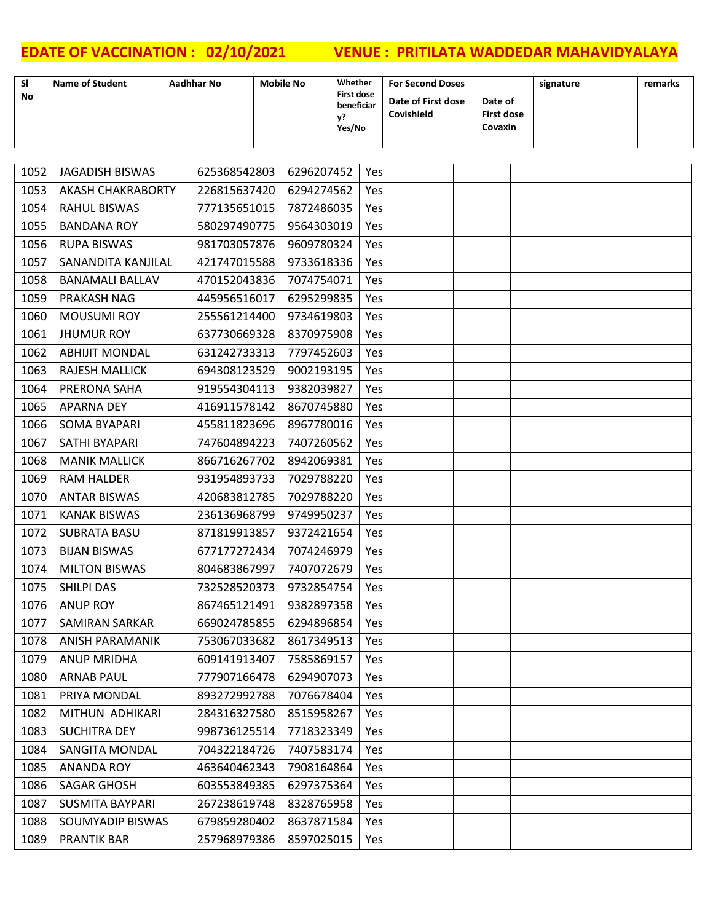**EDATE OF VACCINATION : 02/10/2021 VENUE : PRITILATA WADDEDAR MAHAVIDYALAYA**

| Sl No | Name of Student | Aadhhar No | Mobile No | Whether First dose beneficiary? Yes/No | For Second Doses | | signature | remarks |
|---|---|---|---|---|---|---|---|---|
| | | | | | Date of First dose Covishield | Date of First dose Covaxin | | |
| 1052 | JAGADISH BISWAS | 625368542803 | 6296207452 | Yes | | | | |
| 1053 | AKASH CHAKRABORTY | 226815637420 | 6294274562 | Yes | | | | |
| 1054 | RAHUL BISWAS | 777135651015 | 7872486035 | Yes | | | | |
| 1055 | BANDANA ROY | 580297490775 | 9564303019 | Yes | | | | |
| 1056 | RUPA BISWAS | 981703057876 | 9609780324 | Yes | | | | |
| 1057 | SANANDITA KANJILAL | 421747015588 | 9733618336 | Yes | | | | |
| 1058 | BANAMALI BALLAV | 470152043836 | 7074754071 | Yes | | | | |
| 1059 | PRAKASH NAG | 445956516017 | 6295299835 | Yes | | | | |
| 1060 | MOUSUMI ROY | 255561214400 | 9734619803 | Yes | | | | |
| 1061 | JHUMUR ROY | 637730669328 | 8370975908 | Yes | | | | |
| 1062 | ABHIJIT MONDAL | 631242733313 | 7797452603 | Yes | | | | |
| 1063 | RAJESH MALLICK | 694308123529 | 9002193195 | Yes | | | | |
| 1064 | PRERONA SAHA | 919554304113 | 9382039827 | Yes | | | | |
| 1065 | APARNA DEY | 416911578142 | 8670745880 | Yes | | | | |
| 1066 | SOMA BYAPARI | 455811823696 | 8967780016 | Yes | | | | |
| 1067 | SATHI BYAPARI | 747604894223 | 7407260562 | Yes | | | | |
| 1068 | MANIK MALLICK | 866716267702 | 8942069381 | Yes | | | | |
| 1069 | RAM HALDER | 931954893733 | 7029788220 | Yes | | | | |
| 1070 | ANTAR BISWAS | 420683812785 | 7029788220 | Yes | | | | |
| 1071 | KANAK BISWAS | 236136968799 | 9749950237 | Yes | | | | |
| 1072 | SUBRATA BASU | 871819913857 | 9372421654 | Yes | | | | |
| 1073 | BIJAN BISWAS | 677177272434 | 7074246979 | Yes | | | | |
| 1074 | MILTON BISWAS | 804683867997 | 7407072679 | Yes | | | | |
| 1075 | SHILPI DAS | 732528520373 | 9732854754 | Yes | | | | |
| 1076 | ANUP ROY | 867465121491 | 9382897358 | Yes | | | | |
| 1077 | SAMIRAN SARKAR | 669024785855 | 6294896854 | Yes | | | | |
| 1078 | ANISH PARAMANIK | 753067033682 | 8617349513 | Yes | | | | |
| 1079 | ANUP MRIDHA | 609141913407 | 7585869157 | Yes | | | | |
| 1080 | ARNAB PAUL | 777907166478 | 6294907073 | Yes | | | | |
| 1081 | PRIYA MONDAL | 893272992788 | 7076678404 | Yes | | | | |
| 1082 | MITHUN ADHIKARI | 284316327580 | 8515958267 | Yes | | | | |
| 1083 | SUCHITRA DEY | 998736125514 | 7718323349 | Yes | | | | |
| 1084 | SANGITA MONDAL | 704322184726 | 7407583174 | Yes | | | | |
| 1085 | ANANDA ROY | 463640462343 | 7908164864 | Yes | | | | |
| 1086 | SAGAR GHOSH | 603553849385 | 6297375364 | Yes | | | | |
| 1087 | SUSMITA BAYPARI | 267238619748 | 8328765958 | Yes | | | | |
| 1088 | SOUMYADIP BISWAS | 679859280402 | 8637871584 | Yes | | | | |
| 1089 | PRANTIK BAR | 257968979386 | 8597025015 | Yes | | | | |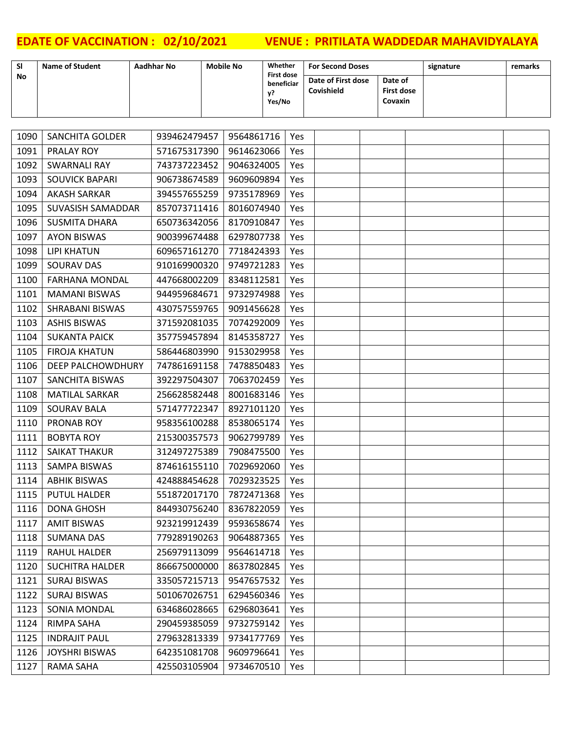# EDATE OF VACCINATION : 02/10/2021 VENUE : PRITILATA WADDEDAR MAHAVIDYALAYA

| Sl No | Name of Student | Aadhhar No | Mobile No | Whether First dose beneficiary? Yes/No | For Second Doses | | signature | remarks |
|---|---|---|---|---|---|---|---|---|
| | | | | | Date of First dose Covishield | Date of First dose Covaxin | | |
| 1090 | SANCHITA GOLDER | 939462479457 | 9564861716 | Yes | | | | |
| 1091 | PRALAY ROY | 571675317390 | 9614623066 | Yes | | | | |
| 1092 | SWARNALI RAY | 743737223452 | 9046324005 | Yes | | | | |
| 1093 | SOUVICK BAPARI | 906738674589 | 9609609894 | Yes | | | | |
| 1094 | AKASH SARKAR | 394557655259 | 9735178969 | Yes | | | | |
| 1095 | SUVASISH SAMADDAR | 857073711416 | 8016074940 | Yes | | | | |
| 1096 | SUSMITA DHARA | 650736342056 | 8170910847 | Yes | | | | |
| 1097 | AYON BISWAS | 900399674488 | 6297807738 | Yes | | | | |
| 1098 | LIPI KHATUN | 609657161270 | 7718424393 | Yes | | | | |
| 1099 | SOURAV DAS | 910169900320 | 9749721283 | Yes | | | | |
| 1100 | FARHANA MONDAL | 447668002209 | 8348112581 | Yes | | | | |
| 1101 | MAMANI BISWAS | 944959684671 | 9732974988 | Yes | | | | |
| 1102 | SHRABANI BISWAS | 430757559765 | 9091456628 | Yes | | | | |
| 1103 | ASHIS BISWAS | 371592081035 | 7074292009 | Yes | | | | |
| 1104 | SUKANTA PAICK | 357759457894 | 8145358727 | Yes | | | | |
| 1105 | FIROJA KHATUN | 586446803990 | 9153029958 | Yes | | | | |
| 1106 | DEEP PALCHOWDHURY | 747861691158 | 7478850483 | Yes | | | | |
| 1107 | SANCHITA BISWAS | 392297504307 | 7063702459 | Yes | | | | |
| 1108 | MATILAL SARKAR | 256628582448 | 8001683146 | Yes | | | | |
| 1109 | SOURAV BALA | 571477722347 | 8927101120 | Yes | | | | |
| 1110 | PRONAB ROY | 958356100288 | 8538065174 | Yes | | | | |
| 1111 | BOBYTA ROY | 215300357573 | 9062799789 | Yes | | | | |
| 1112 | SAIKAT THAKUR | 312497275389 | 7908475500 | Yes | | | | |
| 1113 | SAMPA BISWAS | 874616155110 | 7029692060 | Yes | | | | |
| 1114 | ABHIK BISWAS | 424888454628 | 7029323525 | Yes | | | | |
| 1115 | PUTUL HALDER | 551872017170 | 7872471368 | Yes | | | | |
| 1116 | DONA GHOSH | 844930756240 | 8367822059 | Yes | | | | |
| 1117 | AMIT BISWAS | 923219912439 | 9593658674 | Yes | | | | |
| 1118 | SUMANA DAS | 779289190263 | 9064887365 | Yes | | | | |
| 1119 | RAHUL HALDER | 256979113099 | 9564614718 | Yes | | | | |
| 1120 | SUCHITRA HALDER | 866675000000 | 8637802845 | Yes | | | | |
| 1121 | SURAJ BISWAS | 335057215713 | 9547657532 | Yes | | | | |
| 1122 | SURAJ BISWAS | 501067026751 | 6294560346 | Yes | | | | |
| 1123 | SONIA MONDAL | 634686028665 | 6296803641 | Yes | | | | |
| 1124 | RIMPA SAHA | 290459385059 | 9732759142 | Yes | | | | |
| 1125 | INDRAJIT PAUL | 279632813339 | 9734177769 | Yes | | | | |
| 1126 | JOYSHRI BISWAS | 642351081708 | 9609796641 | Yes | | | | |
| 1127 | RAMA SAHA | 425503105904 | 9734670510 | Yes | | | | |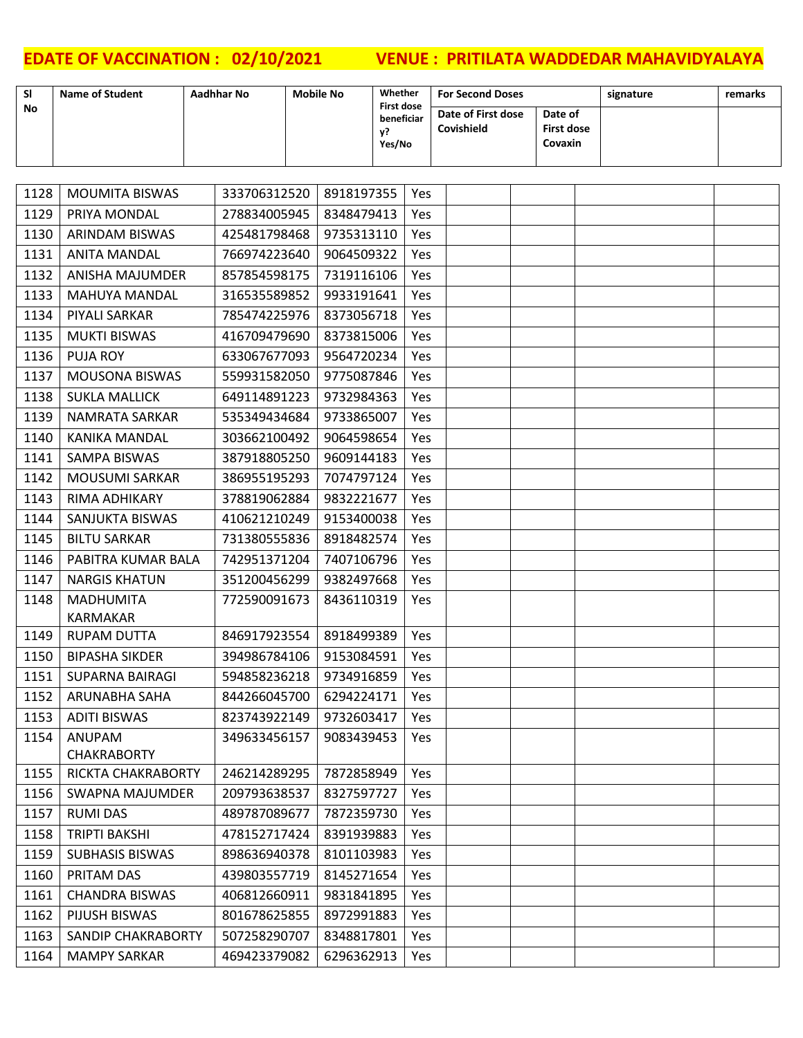**EDATE OF VACCINATION : 02/10/2021 VENUE : PRITILATA WADDEDAR MAHAVIDYALAYA**

| Sl No | Name of Student | Aadhhar No | Mobile No | Whether First dose beneficiary? Yes/No | For Second Doses | | signature | remarks |
|---|---|---|---|---|---|---|---|---|
| | | | | | Date of First dose Covishield | Date of First dose Covaxin | | |
| 1128 | MOUMITA BISWAS | 333706312520 | 8918197355 | Yes | | | | |
| 1129 | PRIYA MONDAL | 278834005945 | 8348479413 | Yes | | | | |
| 1130 | ARINDAM BISWAS | 425481798468 | 9735313110 | Yes | | | | |
| 1131 | ANITA MANDAL | 766974223640 | 9064509322 | Yes | | | | |
| 1132 | ANISHA MAJUMDER | 857854598175 | 7319116106 | Yes | | | | |
| 1133 | MAHUYA MANDAL | 316535589852 | 9933191641 | Yes | | | | |
| 1134 | PIYALI SARKAR | 785474225976 | 8373056718 | Yes | | | | |
| 1135 | MUKTI BISWAS | 416709479690 | 8373815006 | Yes | | | | |
| 1136 | PUJA ROY | 633067677093 | 9564720234 | Yes | | | | |
| 1137 | MOUSONA BISWAS | 559931582050 | 9775087846 | Yes | | | | |
| 1138 | SUKLA MALLICK | 649114891223 | 9732984363 | Yes | | | | |
| 1139 | NAMRATA SARKAR | 535349434684 | 9733865007 | Yes | | | | |
| 1140 | KANIKA MANDAL | 303662100492 | 9064598654 | Yes | | | | |
| 1141 | SAMPA BISWAS | 387918805250 | 9609144183 | Yes | | | | |
| 1142 | MOUSUMI SARKAR | 386955195293 | 7074797124 | Yes | | | | |
| 1143 | RIMA ADHIKARY | 378819062884 | 9832221677 | Yes | | | | |
| 1144 | SANJUKTA BISWAS | 410621210249 | 9153400038 | Yes | | | | |
| 1145 | BILTU SARKAR | 731380555836 | 8918482574 | Yes | | | | |
| 1146 | PABITRA KUMAR BALA | 742951371204 | 7407106796 | Yes | | | | |
| 1147 | NARGIS KHATUN | 351200456299 | 9382497668 | Yes | | | | |
| 1148 | MADHUMITA KARMAKAR | 772590091673 | 8436110319 | Yes | | | | |
| 1149 | RUPAM DUTTA | 846917923554 | 8918499389 | Yes | | | | |
| 1150 | BIPASHA SIKDER | 394986784106 | 9153084591 | Yes | | | | |
| 1151 | SUPARNA BAIRAGI | 594858236218 | 9734916859 | Yes | | | | |
| 1152 | ARUNABHA SAHA | 844266045700 | 6294224171 | Yes | | | | |
| 1153 | ADITI BISWAS | 823743922149 | 9732603417 | Yes | | | | |
| 1154 | ANUPAM CHAKRABORTY | 349633456157 | 9083439453 | Yes | | | | |
| 1155 | RICKTA CHAKRABORTY | 246214289295 | 7872858949 | Yes | | | | |
| 1156 | SWAPNA MAJUMDER | 209793638537 | 8327597727 | Yes | | | | |
| 1157 | RUMI DAS | 489787089677 | 7872359730 | Yes | | | | |
| 1158 | TRIPTI BAKSHI | 478152717424 | 8391939883 | Yes | | | | |
| 1159 | SUBHASIS BISWAS | 898636940378 | 8101103983 | Yes | | | | |
| 1160 | PRITAM DAS | 439803557719 | 8145271654 | Yes | | | | |
| 1161 | CHANDRA BISWAS | 406812660911 | 9831841895 | Yes | | | | |
| 1162 | PIJUSH BISWAS | 801678625855 | 8972991883 | Yes | | | | |
| 1163 | SANDIP CHAKRABORTY | 507258290707 | 8348817801 | Yes | | | | |
| 1164 | MAMPY SARKAR | 469423379082 | 6296362913 | Yes | | | | |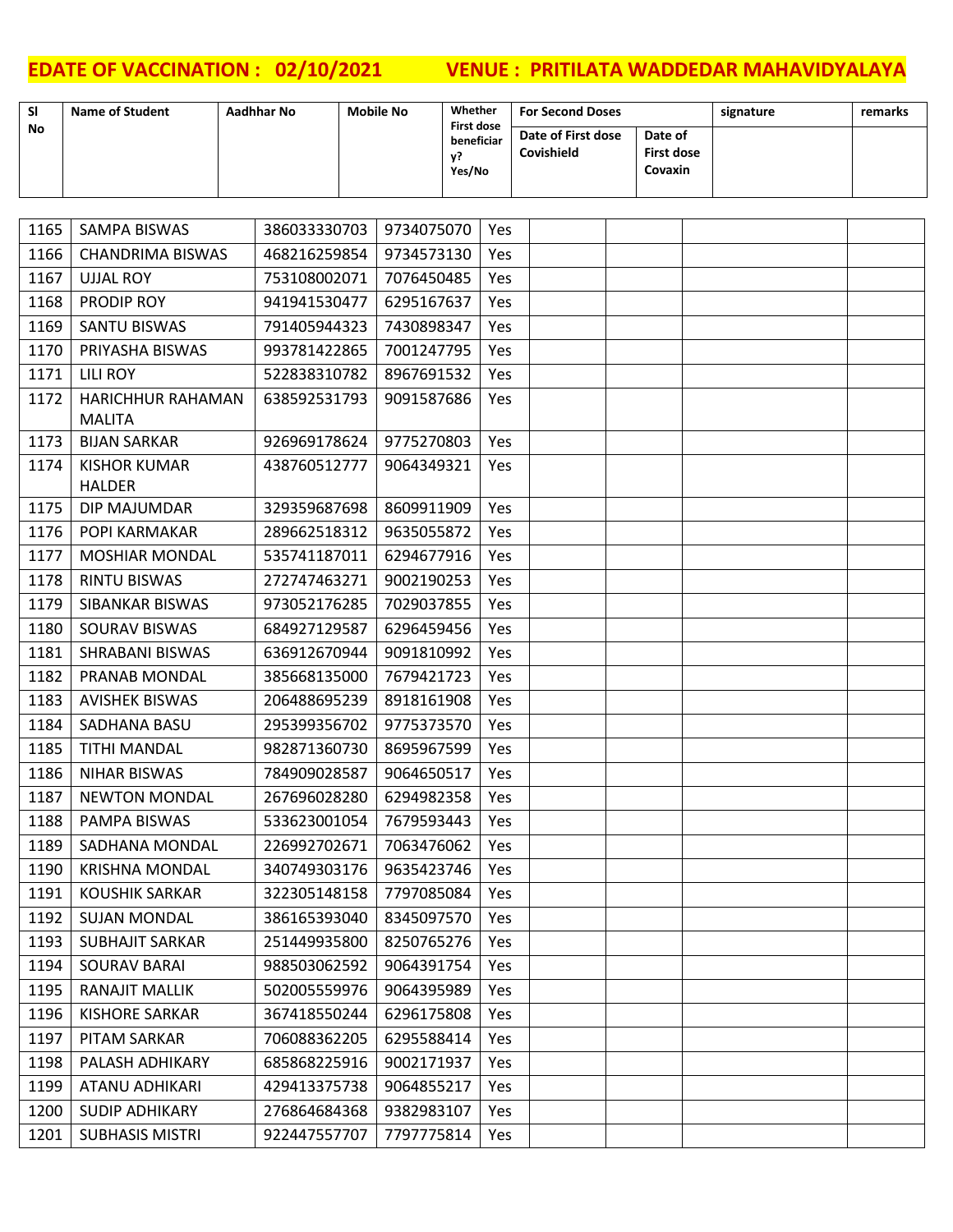# EDATE OF VACCINATION : 02/10/2021 VENUE : PRITILATA WADDEDAR MAHAVIDYALAYA

| Sl No | Name of Student | Aadhhar No | Mobile No | Whether First dose beneficiary? Yes/No | For Second Doses | | signature | remarks |
|---|---|---|---|---|---|---|---|---|
| | | | | | Date of First dose Covishield | Date of First dose Covaxin | | |
| 1165 | SAMPA BISWAS | 386033330703 | 9734075070 | Yes | | | | |
| 1166 | CHANDRIMA BISWAS | 468216259854 | 9734573130 | Yes | | | | |
| 1167 | UJJAL ROY | 753108002071 | 7076450485 | Yes | | | | |
| 1168 | PRODIP ROY | 941941530477 | 6295167637 | Yes | | | | |
| 1169 | SANTU BISWAS | 791405944323 | 7430898347 | Yes | | | | |
| 1170 | PRIYASHA BISWAS | 993781422865 | 7001247795 | Yes | | | | |
| 1171 | LILI ROY | 522838310782 | 8967691532 | Yes | | | | |
| 1172 | HARICHHUR RAHAMAN MALITA | 638592531793 | 9091587686 | Yes | | | | |
| 1173 | BIJAN SARKAR | 926969178624 | 9775270803 | Yes | | | | |
| 1174 | KISHOR KUMAR HALDER | 438760512777 | 9064349321 | Yes | | | | |
| 1175 | DIP MAJUMDAR | 329359687698 | 8609911909 | Yes | | | | |
| 1176 | POPI KARMAKAR | 289662518312 | 9635055872 | Yes | | | | |
| 1177 | MOSHIAR MONDAL | 535741187011 | 6294677916 | Yes | | | | |
| 1178 | RINTU BISWAS | 272747463271 | 9002190253 | Yes | | | | |
| 1179 | SIBANKAR BISWAS | 973052176285 | 7029037855 | Yes | | | | |
| 1180 | SOURAV BISWAS | 684927129587 | 6296459456 | Yes | | | | |
| 1181 | SHRABANI BISWAS | 636912670944 | 9091810992 | Yes | | | | |
| 1182 | PRANAB MONDAL | 385668135000 | 7679421723 | Yes | | | | |
| 1183 | AVISHEK BISWAS | 206488695239 | 8918161908 | Yes | | | | |
| 1184 | SADHANA BASU | 295399356702 | 9775373570 | Yes | | | | |
| 1185 | TITHI MANDAL | 982871360730 | 8695967599 | Yes | | | | |
| 1186 | NIHAR BISWAS | 784909028587 | 9064650517 | Yes | | | | |
| 1187 | NEWTON MONDAL | 267696028280 | 6294982358 | Yes | | | | |
| 1188 | PAMPA BISWAS | 533623001054 | 7679593443 | Yes | | | | |
| 1189 | SADHANA MONDAL | 226992702671 | 7063476062 | Yes | | | | |
| 1190 | KRISHNA MONDAL | 340749303176 | 9635423746 | Yes | | | | |
| 1191 | KOUSHIK SARKAR | 322305148158 | 7797085084 | Yes | | | | |
| 1192 | SUJAN MONDAL | 386165393040 | 8345097570 | Yes | | | | |
| 1193 | SUBHAJIT SARKAR | 251449935800 | 8250765276 | Yes | | | | |
| 1194 | SOURAV BARAI | 988503062592 | 9064391754 | Yes | | | | |
| 1195 | RANAJIT MALLIK | 502005559976 | 9064395989 | Yes | | | | |
| 1196 | KISHORE SARKAR | 367418550244 | 6296175808 | Yes | | | | |
| 1197 | PITAM SARKAR | 706088362205 | 6295588414 | Yes | | | | |
| 1198 | PALASH ADHIKARY | 685868225916 | 9002171937 | Yes | | | | |
| 1199 | ATANU ADHIKARI | 429413375738 | 9064855217 | Yes | | | | |
| 1200 | SUDIP ADHIKARY | 276864684368 | 9382983107 | Yes | | | | |
| 1201 | SUBHASIS MISTRI | 922447557707 | 7797775814 | Yes | | | | |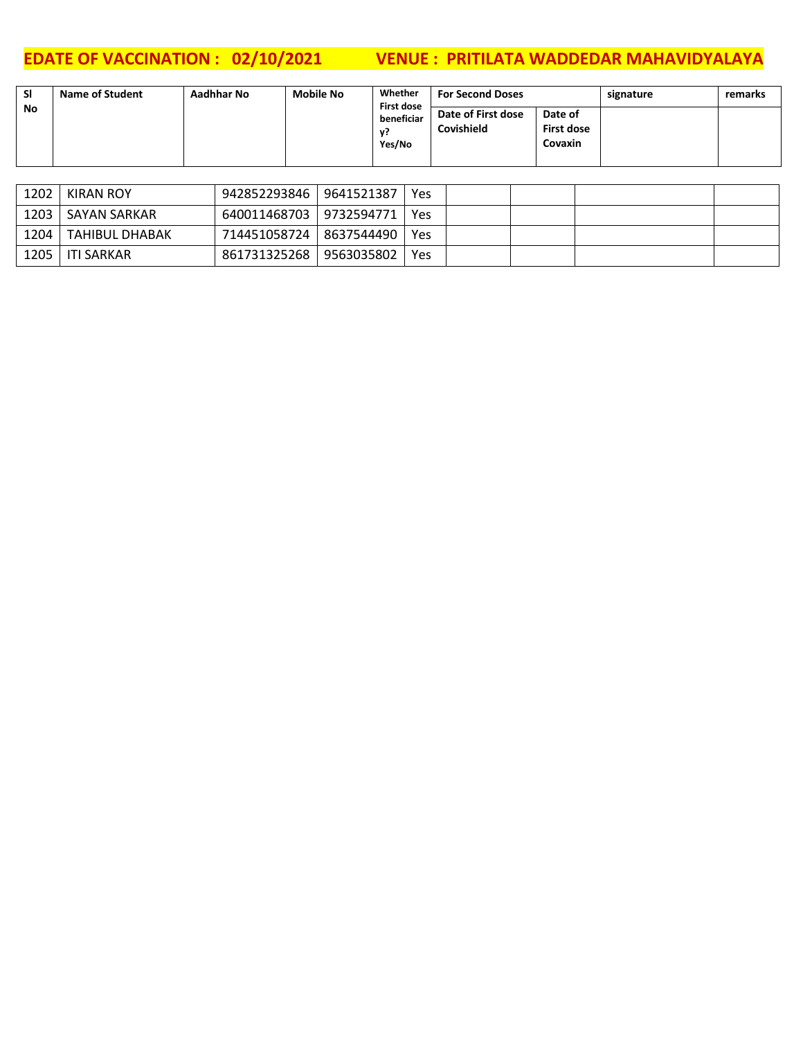**EDATE OF VACCINATION : 02/10/2021 VENUE : PRITILATA WADDEDAR MAHAVIDYALAYA**

| Sl No | Name of Student | Aadhhar No | Mobile No | Whether First dose beneficiary? Yes/No | For Second Doses | | signature | remarks |
|---|---|---|---|---|---|---|---|---|
| | | | | | Date of First dose Covishield | Date of First dose Covaxin | | |
| 1202 | KIRAN ROY | 942852293846 | 9641521387 | Yes | | | | |
| 1203 | SAYAN SARKAR | 640011468703 | 9732594771 | Yes | | | | |
| 1204 | TAHIBUL DHABAK | 714451058724 | 8637544490 | Yes | | | | |
| 1205 | ITI SARKAR | 861731325268 | 9563035802 | Yes | | | | |